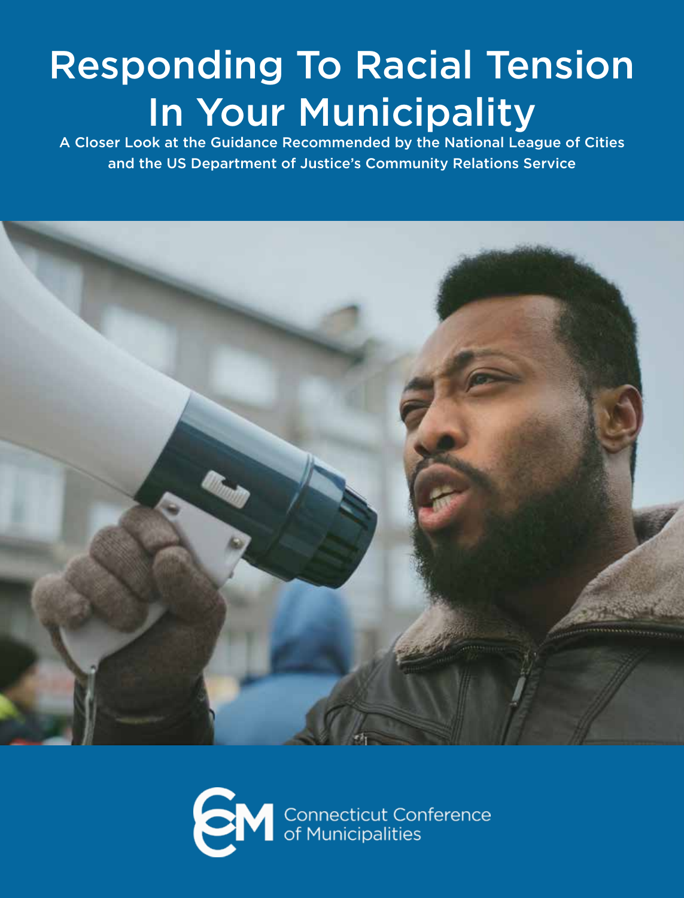# Responding To Racial Tension In Your Municipality

A Closer Look at the Guidance Recommended by the National League of Cities and the US Department of Justice's Community Relations Service

Connecticut Conference of Municipalities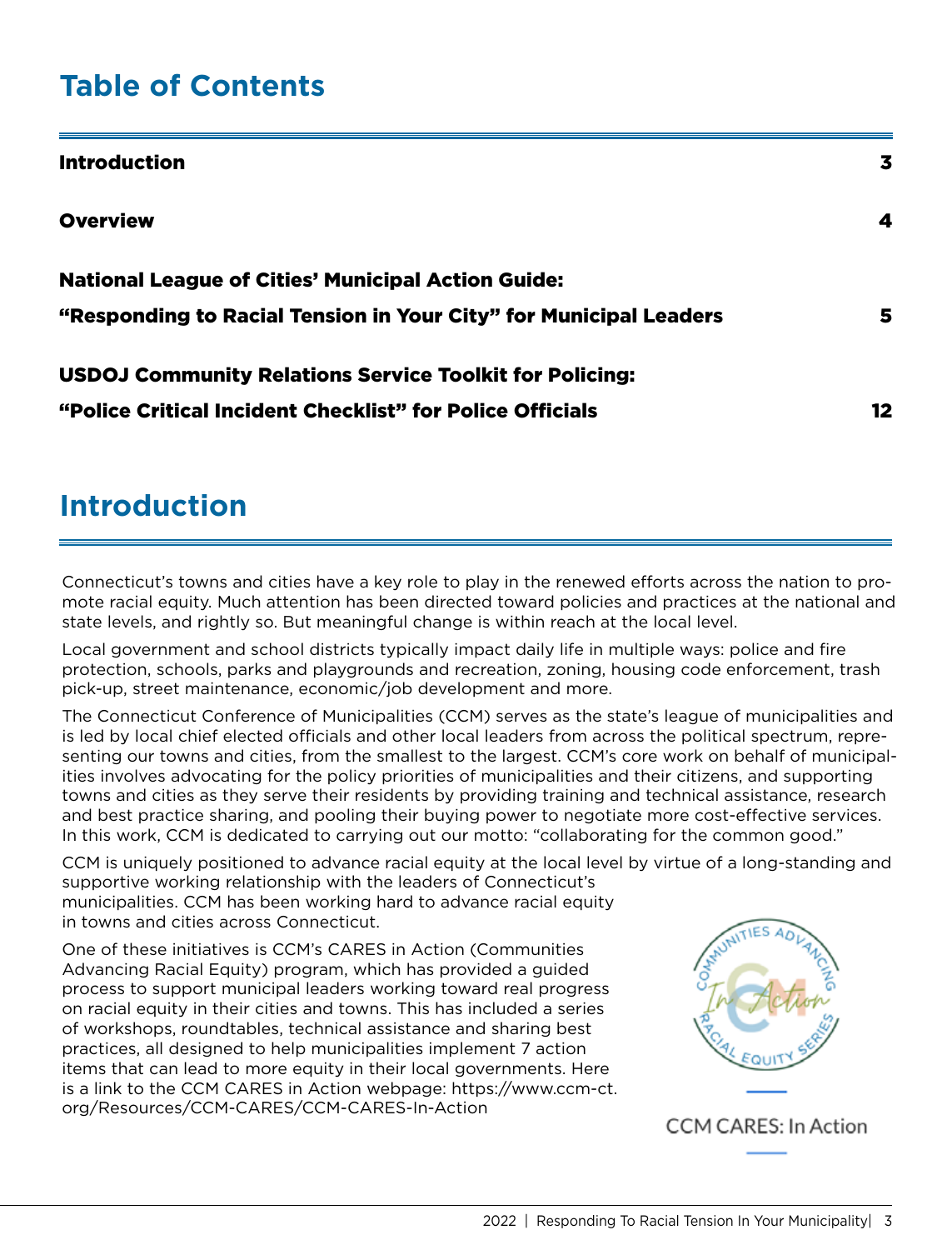# Table of Contents

| | |
|---|---|
| **Introduction** | **3** |
| **Overview** | **4** |
| **National League of Cities' Municipal Action Guide: "Responding to Racial Tension in Your City" for Municipal Leaders** | **5** |
| **USDOJ Community Relations Service Toolkit for Policing: "Police Critical Incident Checklist" for Police Officials** | **12** |

# Introduction

Connecticut's towns and cities have a key role to play in the renewed efforts across the nation to promote racial equity. Much attention has been directed toward policies and practices at the national and state levels, and rightly so. But meaningful change is within reach at the local level.

Local government and school districts typically impact daily life in multiple ways: police and fire protection, schools, parks and playgrounds and recreation, zoning, housing code enforcement, trash pick-up, street maintenance, economic/job development and more.

The Connecticut Conference of Municipalities (CCM) serves as the state's league of municipalities and is led by local chief elected officials and other local leaders from across the political spectrum, representing our towns and cities, from the smallest to the largest. CCM's core work on behalf of municipalities involves advocating for the policy priorities of municipalities and their citizens, and supporting towns and cities as they serve their residents by providing training and technical assistance, research and best practice sharing, and pooling their buying power to negotiate more cost-effective services. In this work, CCM is dedicated to carrying out our motto: "collaborating for the common good."

CCM is uniquely positioned to advance racial equity at the local level by virtue of a long-standing and supportive working relationship with the leaders of Connecticut's municipalities. CCM has been working hard to advance racial equity in towns and cities across Connecticut.

One of these initiatives is CCM's CARES in Action (Communities Advancing Racial Equity) program, which has provided a guided process to support municipal leaders working toward real progress on racial equity in their cities and towns. This has included a series of workshops, roundtables, technical assistance and sharing best practices, all designed to help municipalities implement 7 action items that can lead to more equity in their local governments. Here is a link to the CCM CARES in Action webpage: https://www.ccm-ct.org/Resources/CCM-CARES/CCM-CARES-In-Action

CCM CARES: In Action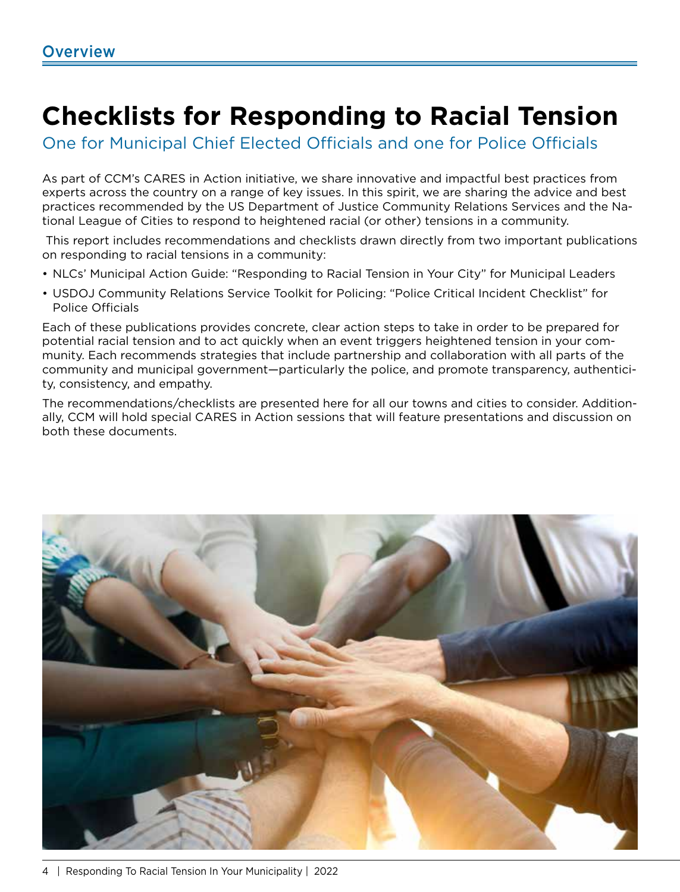## Overview

# Checklists for Responding to Racial Tension

One for Municipal Chief Elected Officials and one for Police Officials

As part of CCM's CARES in Action initiative, we share innovative and impactful best practices from experts across the country on a range of key issues. In this spirit, we are sharing the advice and best practices recommended by the US Department of Justice Community Relations Services and the National League of Cities to respond to heightened racial (or other) tensions in a community.

This report includes recommendations and checklists drawn directly from two important publications on responding to racial tensions in a community:

- NLCs' Municipal Action Guide: "Responding to Racial Tension in Your City" for Municipal Leaders
- USDOJ Community Relations Service Toolkit for Policing: "Police Critical Incident Checklist" for Police Officials

Each of these publications provides concrete, clear action steps to take in order to be prepared for potential racial tension and to act quickly when an event triggers heightened tension in your community. Each recommends strategies that include partnership and collaboration with all parts of the community and municipal government—particularly the police, and promote transparency, authenticity, consistency, and empathy.

The recommendations/checklists are presented here for all our towns and cities to consider. Additionally, CCM will hold special CARES in Action sessions that will feature presentations and discussion on both these documents.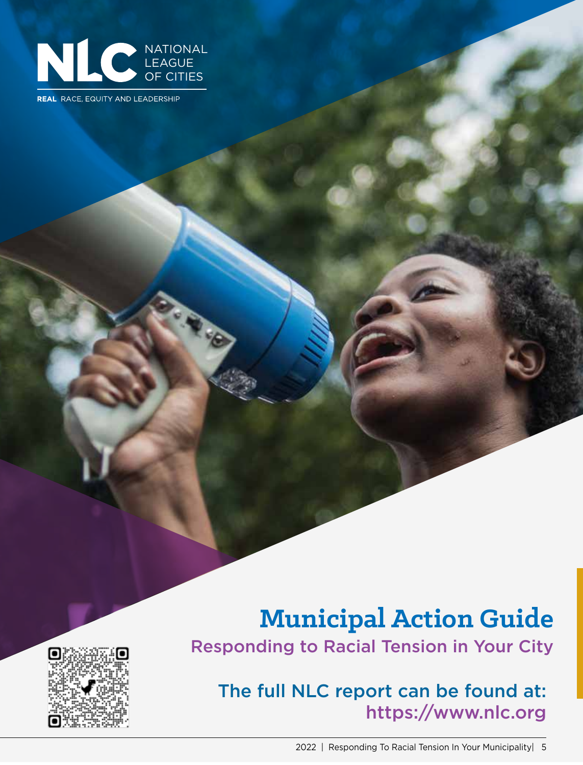NATIONAL LEAGUE OF CITIES

**REAL** RACE, EQUITY AND LEADERSHIP

# Municipal Action Guide

## Responding to Racial Tension in Your City

The full NLC report can be found at: https://www.nlc.org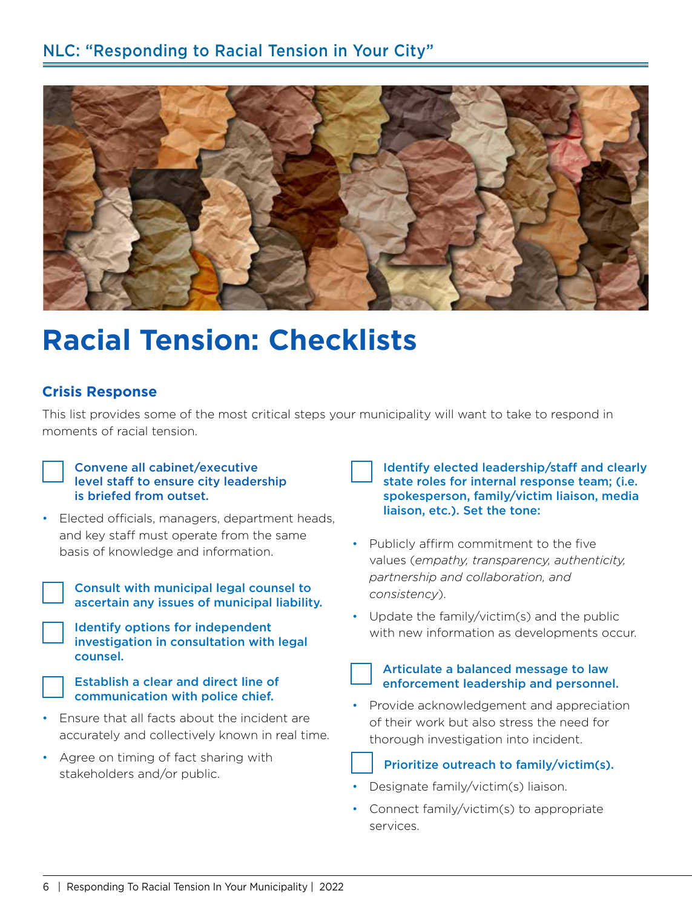# Racial Tension: Checklists

## Crisis Response

This list provides some of the most critical steps your municipality will want to take to respond in moments of racial tension.

- [ ] **Convene all cabinet/executive level staff to ensure city leadership is briefed from outset.**

- Elected officials, managers, department heads, and key staff must operate from the same basis of knowledge and information.

- [ ] **Consult with municipal legal counsel to ascertain any issues of municipal liability.**

- [ ] **Identify options for independent investigation in consultation with legal counsel.**

- [ ] **Establish a clear and direct line of communication with police chief.**

- Ensure that all facts about the incident are accurately and collectively known in real time.
- Agree on timing of fact sharing with stakeholders and/or public.

- [ ] **Identify elected leadership/staff and clearly state roles for internal response team; (i.e. spokesperson, family/victim liaison, media liaison, etc.). Set the tone:**

- Publicly affirm commitment to the five values (*empathy, transparency, authenticity, partnership and collaboration, and consistency*).
- Update the family/victim(s) and the public with new information as developments occur.

- [ ] **Articulate a balanced message to law enforcement leadership and personnel.**

- Provide acknowledgement and appreciation of their work but also stress the need for thorough investigation into incident.

- [ ] **Prioritize outreach to family/victim(s).**

- Designate family/victim(s) liaison.
- Connect family/victim(s) to appropriate services.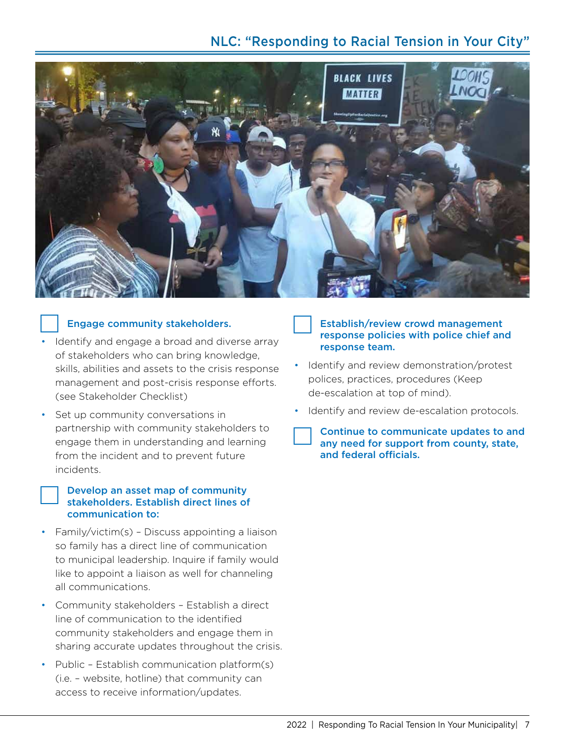☐ **Engage community stakeholders.**

- Identify and engage a broad and diverse array of stakeholders who can bring knowledge, skills, abilities and assets to the crisis response management and post-crisis response efforts. (see Stakeholder Checklist)
- Set up community conversations in partnership with community stakeholders to engage them in understanding and learning from the incident and to prevent future incidents.

☐ **Develop an asset map of community stakeholders. Establish direct lines of communication to:**

- Family/victim(s) – Discuss appointing a liaison so family has a direct line of communication to municipal leadership. Inquire if family would like to appoint a liaison as well for channeling all communications.
- Community stakeholders – Establish a direct line of communication to the identified community stakeholders and engage them in sharing accurate updates throughout the crisis.
- Public – Establish communication platform(s) (i.e. – website, hotline) that community can access to receive information/updates.

☐ **Establish/review crowd management response policies with police chief and response team.**

- Identify and review demonstration/protest polices, practices, procedures (Keep de-escalation at top of mind).
- Identify and review de-escalation protocols.

☐ **Continue to communicate updates to and any need for support from county, state, and federal officials.**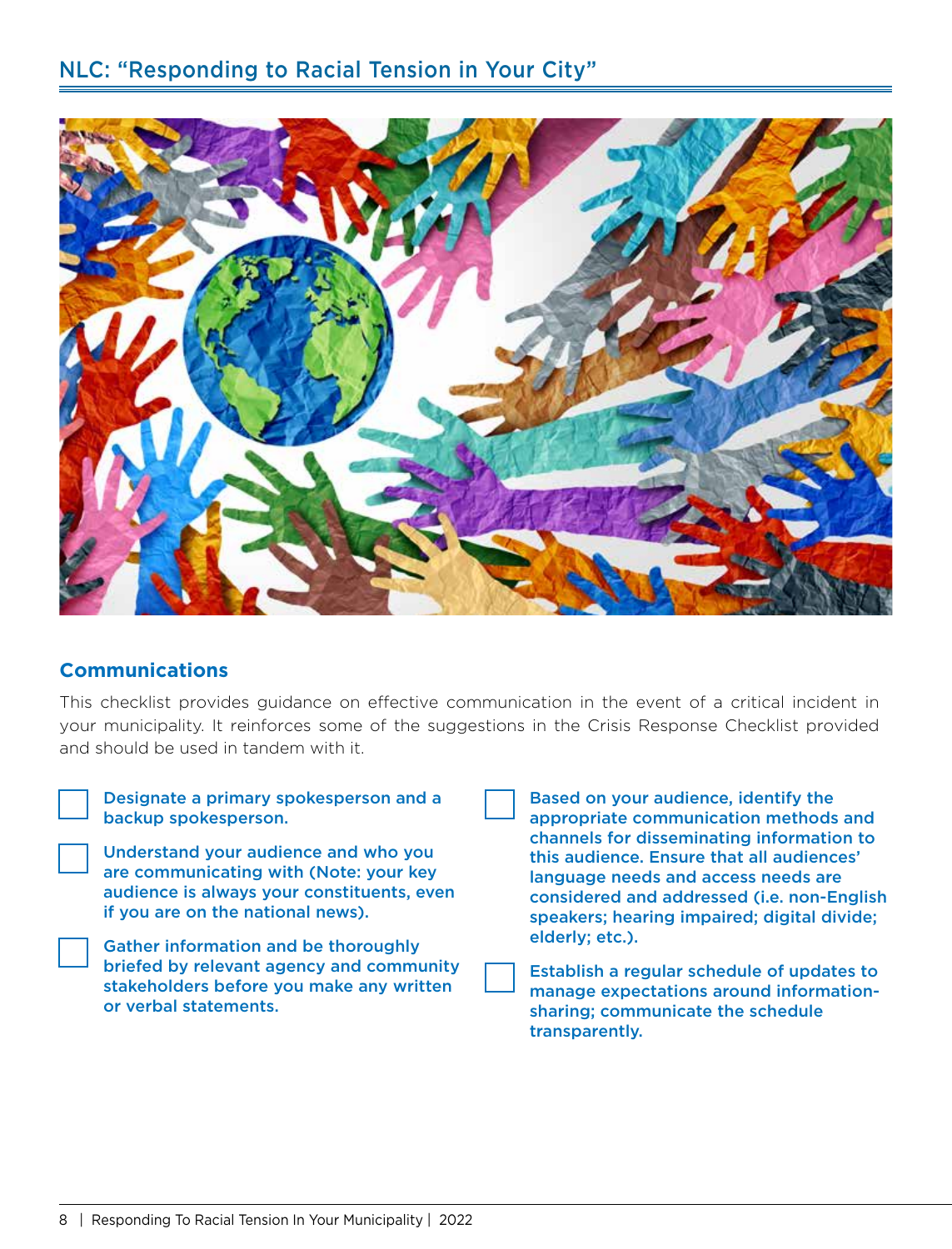## Communications

This checklist provides guidance on effective communication in the event of a critical incident in your municipality. It reinforces some of the suggestions in the Crisis Response Checklist provided and should be used in tandem with it.

- [ ] **Designate a primary spokesperson and a backup spokesperson.**
- [ ] **Understand your audience and who you are communicating with (Note: your key audience is always your constituents, even if you are on the national news).**
- [ ] **Gather information and be thoroughly briefed by relevant agency and community stakeholders before you make any written or verbal statements.**
- [ ] **Based on your audience, identify the appropriate communication methods and channels for disseminating information to this audience. Ensure that all audiences' language needs and access needs are considered and addressed (i.e. non-English speakers; hearing impaired; digital divide; elderly; etc.).**
- [ ] **Establish a regular schedule of updates to manage expectations around information-sharing; communicate the schedule transparently.**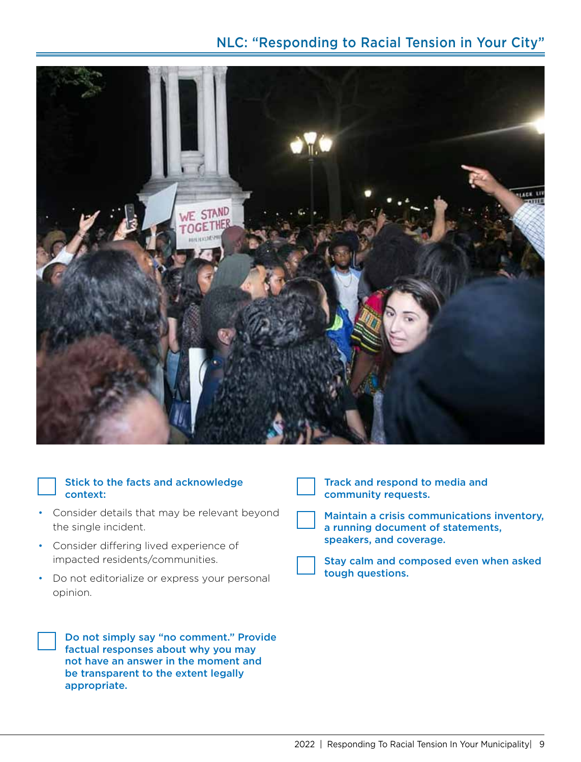- [ ] **Stick to the facts and acknowledge context:**
  - Consider details that may be relevant beyond the single incident.
  - Consider differing lived experience of impacted residents/communities.
  - Do not editorialize or express your personal opinion.

- [ ] **Do not simply say "no comment." Provide factual responses about why you may not have an answer in the moment and be transparent to the extent legally appropriate.**

- [ ] **Track and respond to media and community requests.**

- [ ] **Maintain a crisis communications inventory, a running document of statements, speakers, and coverage.**

- [ ] **Stay calm and composed even when asked tough questions.**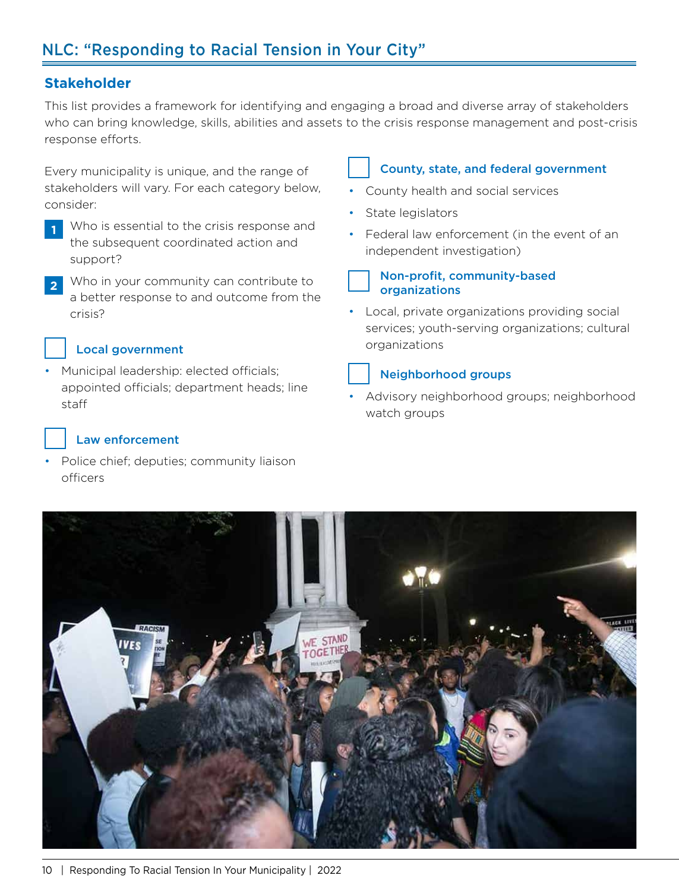## NLC: "Responding to Racial Tension in Your City"

### Stakeholder

This list provides a framework for identifying and engaging a broad and diverse array of stakeholders who can bring knowledge, skills, abilities and assets to the crisis response management and post-crisis response efforts.

Every municipality is unique, and the range of stakeholders will vary. For each category below, consider:

1. Who is essential to the crisis response and the subsequent coordinated action and support?
2. Who in your community can contribute to a better response to and outcome from the crisis?

☐ **Local government**

- Municipal leadership: elected officials; appointed officials; department heads; line staff

☐ **Law enforcement**

- Police chief; deputies; community liaison officers

☐ **County, state, and federal government**

- County health and social services
- State legislators
- Federal law enforcement (in the event of an independent investigation)

☐ **Non-profit, community-based organizations**

- Local, private organizations providing social services; youth-serving organizations; cultural organizations

☐ **Neighborhood groups**

- Advisory neighborhood groups; neighborhood watch groups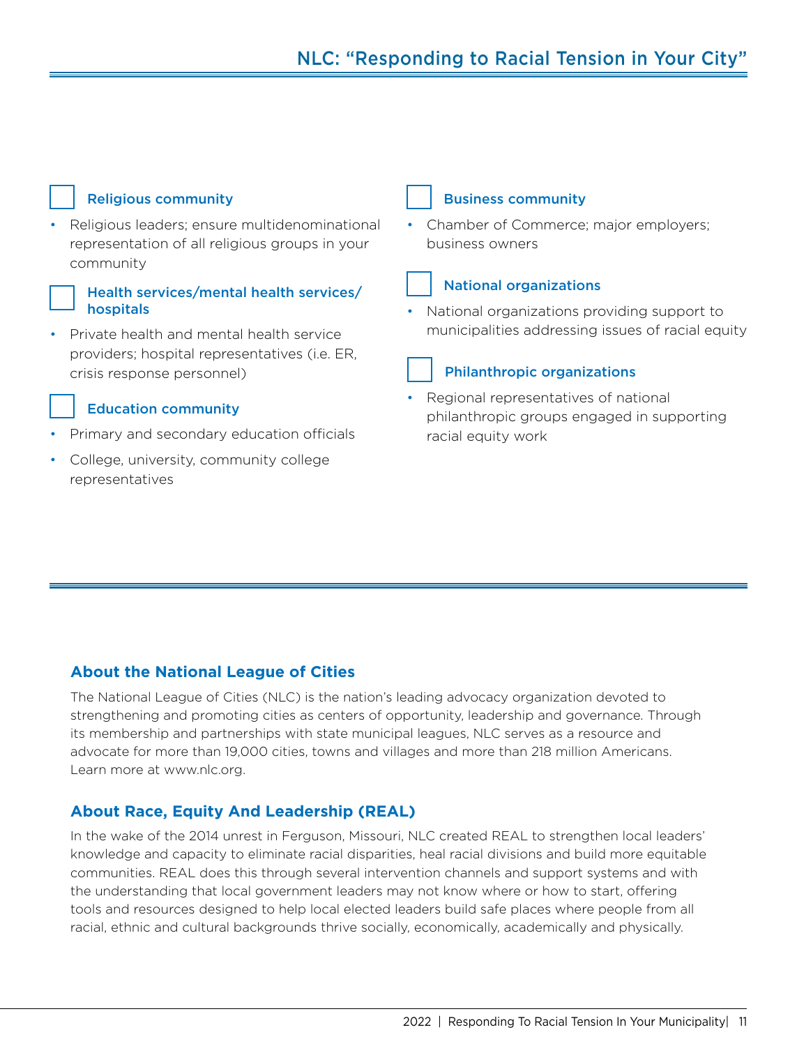- [ ] **Religious community**

- Religious leaders; ensure multidenominational representation of all religious groups in your community

- [ ] **Health services/mental health services/ hospitals**

- Private health and mental health service providers; hospital representatives (i.e. ER, crisis response personnel)

- [ ] **Education community**

- Primary and secondary education officials
- College, university, community college representatives

- [ ] **Business community**

- Chamber of Commerce; major employers; business owners

- [ ] **National organizations**

- National organizations providing support to municipalities addressing issues of racial equity

- [ ] **Philanthropic organizations**

- Regional representatives of national philanthropic groups engaged in supporting racial equity work

---

## About the National League of Cities

The National League of Cities (NLC) is the nation's leading advocacy organization devoted to strengthening and promoting cities as centers of opportunity, leadership and governance. Through its membership and partnerships with state municipal leagues, NLC serves as a resource and advocate for more than 19,000 cities, towns and villages and more than 218 million Americans. Learn more at www.nlc.org.

## About Race, Equity And Leadership (REAL)

In the wake of the 2014 unrest in Ferguson, Missouri, NLC created REAL to strengthen local leaders' knowledge and capacity to eliminate racial disparities, heal racial divisions and build more equitable communities. REAL does this through several intervention channels and support systems and with the understanding that local government leaders may not know where or how to start, offering tools and resources designed to help local elected leaders build safe places where people from all racial, ethnic and cultural backgrounds thrive socially, economically, academically and physically.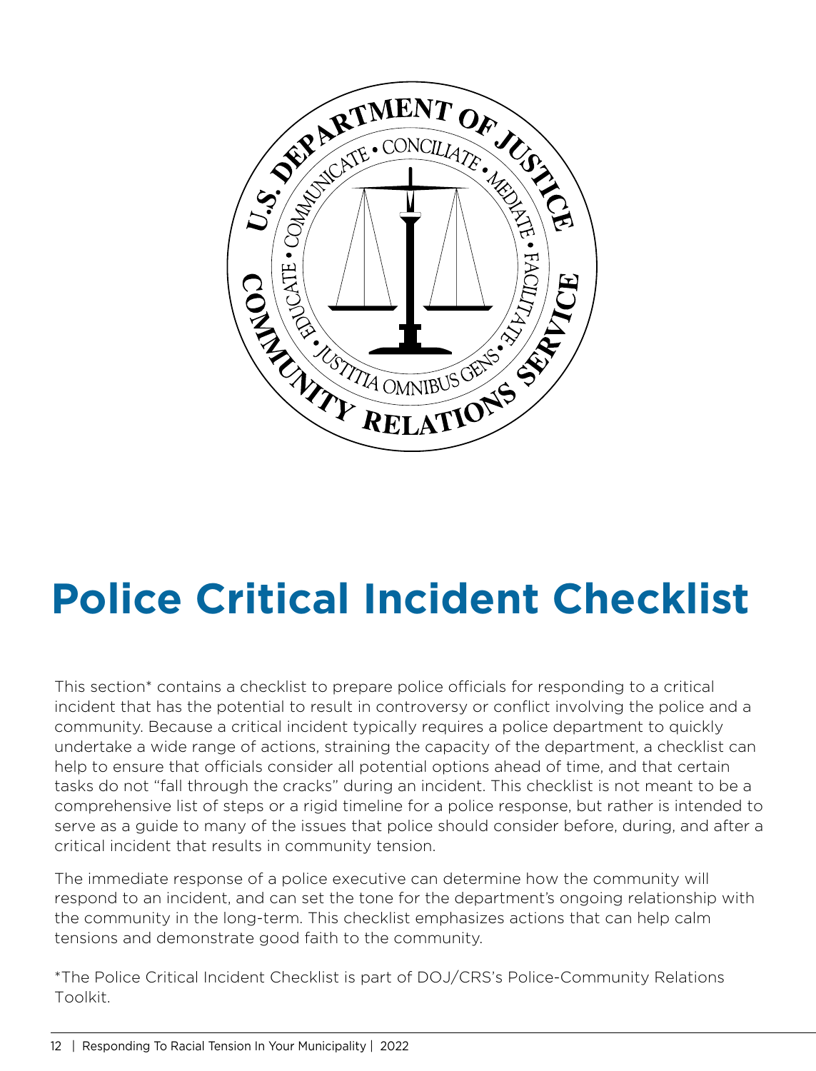# Police Critical Incident Checklist

This section* contains a checklist to prepare police officials for responding to a critical incident that has the potential to result in controversy or conflict involving the police and a community. Because a critical incident typically requires a police department to quickly undertake a wide range of actions, straining the capacity of the department, a checklist can help to ensure that officials consider all potential options ahead of time, and that certain tasks do not "fall through the cracks" during an incident. This checklist is not meant to be a comprehensive list of steps or a rigid timeline for a police response, but rather is intended to serve as a guide to many of the issues that police should consider before, during, and after a critical incident that results in community tension.

The immediate response of a police executive can determine how the community will respond to an incident, and can set the tone for the department's ongoing relationship with the community in the long-term. This checklist emphasizes actions that can help calm tensions and demonstrate good faith to the community.

*The Police Critical Incident Checklist is part of DOJ/CRS's Police-Community Relations Toolkit.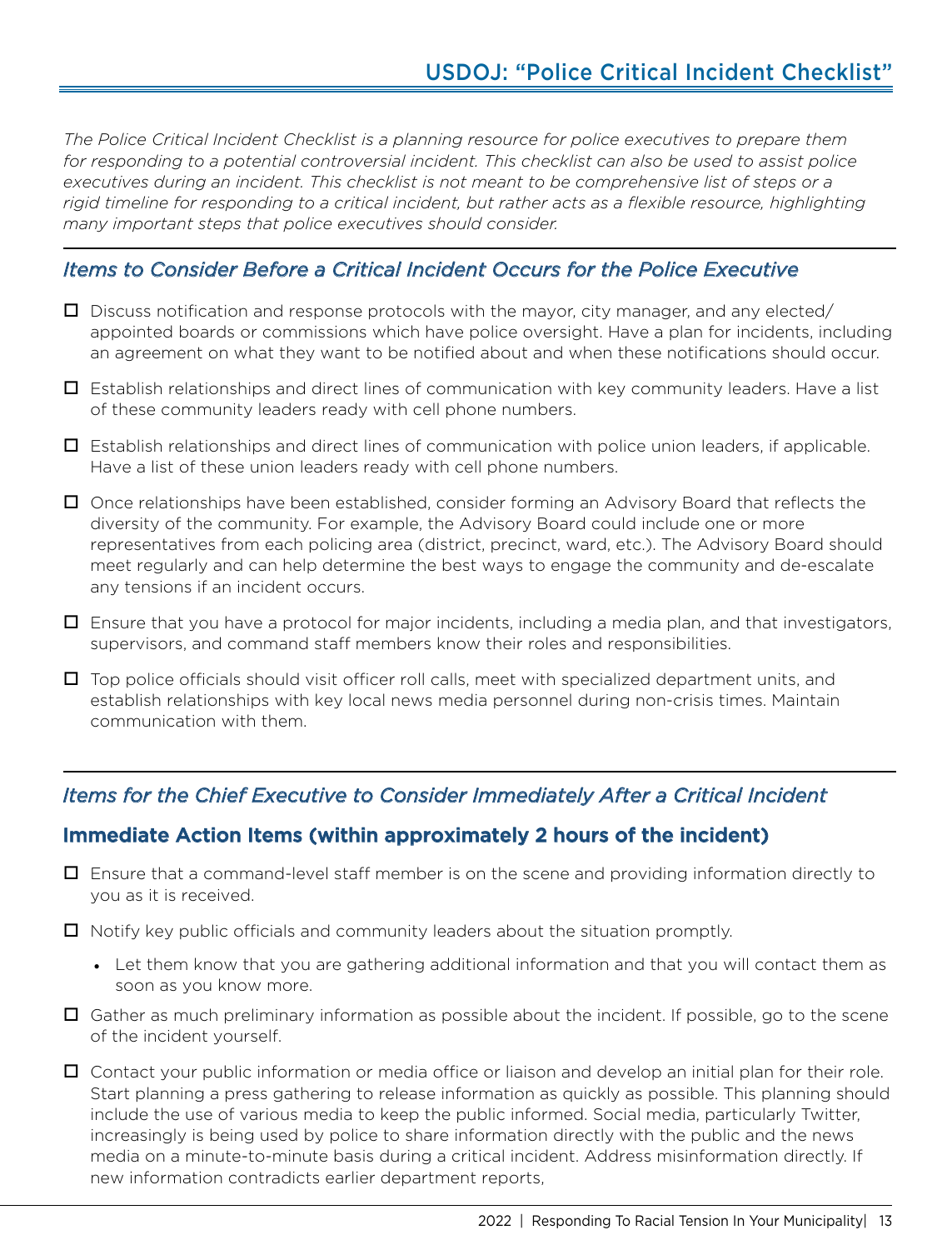# USDOJ: "Police Critical Incident Checklist"

*The Police Critical Incident Checklist is a planning resource for police executives to prepare them for responding to a potential controversial incident. This checklist can also be used to assist police executives during an incident. This checklist is not meant to be comprehensive list of steps or a rigid timeline for responding to a critical incident, but rather acts as a flexible resource, highlighting many important steps that police executives should consider.*

## *Items to Consider Before a Critical Incident Occurs for the Police Executive*

- ☐ Discuss notification and response protocols with the mayor, city manager, and any elected/ appointed boards or commissions which have police oversight. Have a plan for incidents, including an agreement on what they want to be notified about and when these notifications should occur.
- ☐ Establish relationships and direct lines of communication with key community leaders. Have a list of these community leaders ready with cell phone numbers.
- ☐ Establish relationships and direct lines of communication with police union leaders, if applicable. Have a list of these union leaders ready with cell phone numbers.
- ☐ Once relationships have been established, consider forming an Advisory Board that reflects the diversity of the community. For example, the Advisory Board could include one or more representatives from each policing area (district, precinct, ward, etc.). The Advisory Board should meet regularly and can help determine the best ways to engage the community and de-escalate any tensions if an incident occurs.
- ☐ Ensure that you have a protocol for major incidents, including a media plan, and that investigators, supervisors, and command staff members know their roles and responsibilities.
- ☐ Top police officials should visit officer roll calls, meet with specialized department units, and establish relationships with key local news media personnel during non-crisis times. Maintain communication with them.

## *Items for the Chief Executive to Consider Immediately After a Critical Incident*

### Immediate Action Items (within approximately 2 hours of the incident)

- ☐ Ensure that a command-level staff member is on the scene and providing information directly to you as it is received.
- ☐ Notify key public officials and community leaders about the situation promptly.
  - Let them know that you are gathering additional information and that you will contact them as soon as you know more.
- ☐ Gather as much preliminary information as possible about the incident. If possible, go to the scene of the incident yourself.
- ☐ Contact your public information or media office or liaison and develop an initial plan for their role. Start planning a press gathering to release information as quickly as possible. This planning should include the use of various media to keep the public informed. Social media, particularly Twitter, increasingly is being used by police to share information directly with the public and the news media on a minute-to-minute basis during a critical incident. Address misinformation directly. If new information contradicts earlier department reports,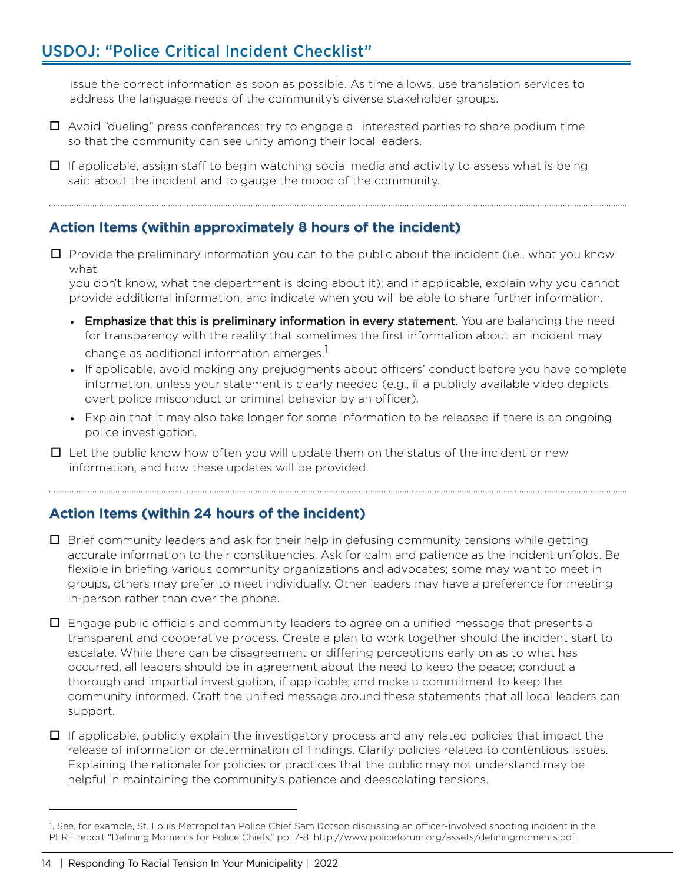issue the correct information as soon as possible. As time allows, use translation services to address the language needs of the community's diverse stakeholder groups.

- ☐ Avoid "dueling" press conferences; try to engage all interested parties to share podium time so that the community can see unity among their local leaders.
- ☐ If applicable, assign staff to begin watching social media and activity to assess what is being said about the incident and to gauge the mood of the community.

## Action Items (within approximately 8 hours of the incident)

- ☐ Provide the preliminary information you can to the public about the incident (i.e., what you know, what you don't know, what the department is doing about it); and if applicable, explain why you cannot provide additional information, and indicate when you will be able to share further information.
  - **Emphasize that this is preliminary information in every statement.** You are balancing the need for transparency with the reality that sometimes the first information about an incident may change as additional information emerges.[1]
  - If applicable, avoid making any prejudgments about officers' conduct before you have complete information, unless your statement is clearly needed (e.g., if a publicly available video depicts overt police misconduct or criminal behavior by an officer).
  - Explain that it may also take longer for some information to be released if there is an ongoing police investigation.
- ☐ Let the public know how often you will update them on the status of the incident or new information, and how these updates will be provided.

## Action Items (within 24 hours of the incident)

- ☐ Brief community leaders and ask for their help in defusing community tensions while getting accurate information to their constituencies. Ask for calm and patience as the incident unfolds. Be flexible in briefing various community organizations and advocates; some may want to meet in groups, others may prefer to meet individually. Other leaders may have a preference for meeting in-person rather than over the phone.
- ☐ Engage public officials and community leaders to agree on a unified message that presents a transparent and cooperative process. Create a plan to work together should the incident start to escalate. While there can be disagreement or differing perceptions early on as to what has occurred, all leaders should be in agreement about the need to keep the peace; conduct a thorough and impartial investigation, if applicable; and make a commitment to keep the community informed. Craft the unified message around these statements that all local leaders can support.
- ☐ If applicable, publicly explain the investigatory process and any related policies that impact the release of information or determination of findings. Clarify policies related to contentious issues. Explaining the rationale for policies or practices that the public may not understand may be helpful in maintaining the community's patience and deescalating tensions.

---

1. See, for example, St. Louis Metropolitan Police Chief Sam Dotson discussing an officer-involved shooting incident in the PERF report "Defining Moments for Police Chiefs," pp. 7-8. http://www.policeforum.org/assets/definingmoments.pdf .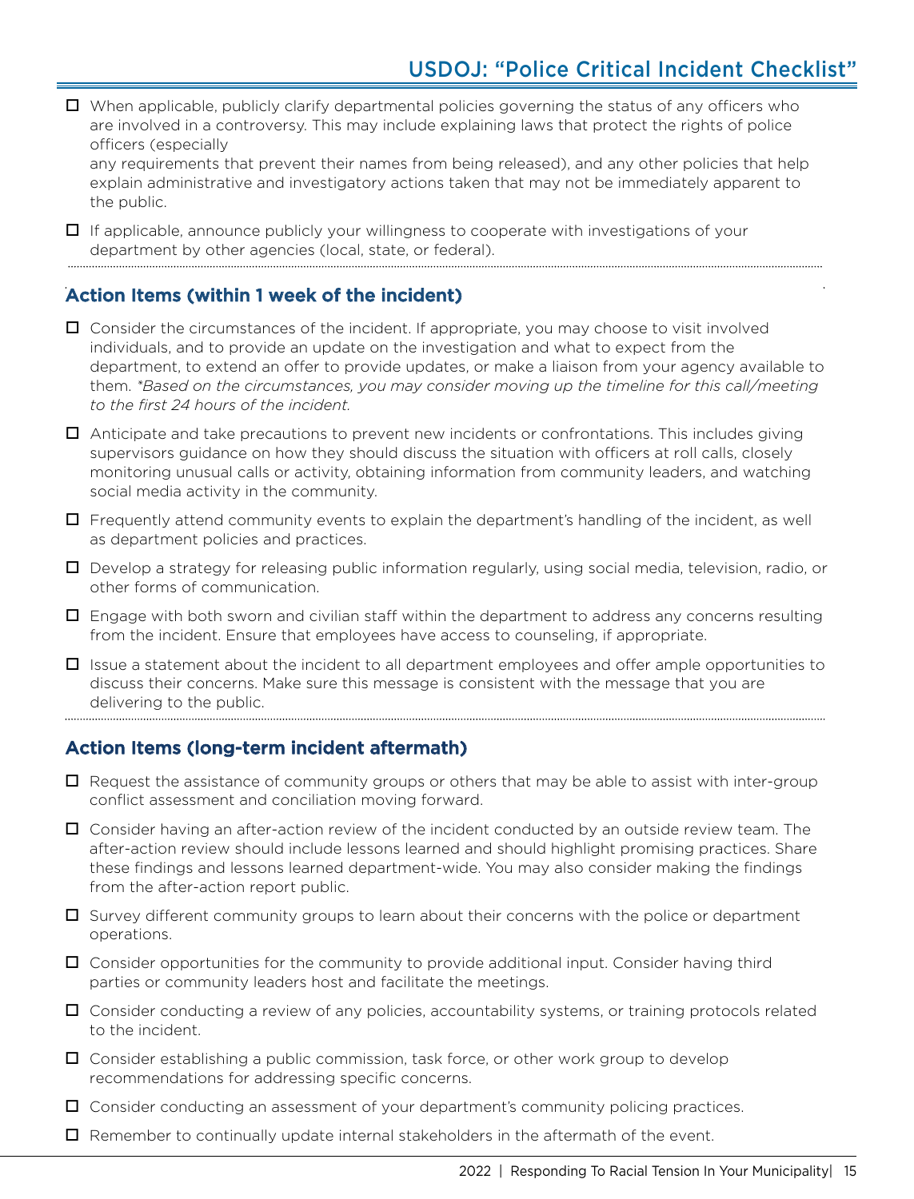- When applicable, publicly clarify departmental policies governing the status of any officers who are involved in a controversy. This may include explaining laws that protect the rights of police officers (especially
  any requirements that prevent their names from being released), and any other policies that help explain administrative and investigatory actions taken that may not be immediately apparent to the public.
- If applicable, announce publicly your willingness to cooperate with investigations of your department by other agencies (local, state, or federal).

## Action Items (within 1 week of the incident)

- Consider the circumstances of the incident. If appropriate, you may choose to visit involved individuals, and to provide an update on the investigation and what to expect from the department, to extend an offer to provide updates, or make a liaison from your agency available to them. *\*Based on the circumstances, you may consider moving up the timeline for this call/meeting to the first 24 hours of the incident.*
- Anticipate and take precautions to prevent new incidents or confrontations. This includes giving supervisors guidance on how they should discuss the situation with officers at roll calls, closely monitoring unusual calls or activity, obtaining information from community leaders, and watching social media activity in the community.
- Frequently attend community events to explain the department's handling of the incident, as well as department policies and practices.
- Develop a strategy for releasing public information regularly, using social media, television, radio, or other forms of communication.
- Engage with both sworn and civilian staff within the department to address any concerns resulting from the incident. Ensure that employees have access to counseling, if appropriate.
- Issue a statement about the incident to all department employees and offer ample opportunities to discuss their concerns. Make sure this message is consistent with the message that you are delivering to the public.

## Action Items (long-term incident aftermath)

- Request the assistance of community groups or others that may be able to assist with inter-group conflict assessment and conciliation moving forward.
- Consider having an after-action review of the incident conducted by an outside review team. The after-action review should include lessons learned and should highlight promising practices. Share these findings and lessons learned department-wide. You may also consider making the findings from the after-action report public.
- Survey different community groups to learn about their concerns with the police or department operations.
- Consider opportunities for the community to provide additional input. Consider having third parties or community leaders host and facilitate the meetings.
- Consider conducting a review of any policies, accountability systems, or training protocols related to the incident.
- Consider establishing a public commission, task force, or other work group to develop recommendations for addressing specific concerns.
- Consider conducting an assessment of your department's community policing practices.
- Remember to continually update internal stakeholders in the aftermath of the event.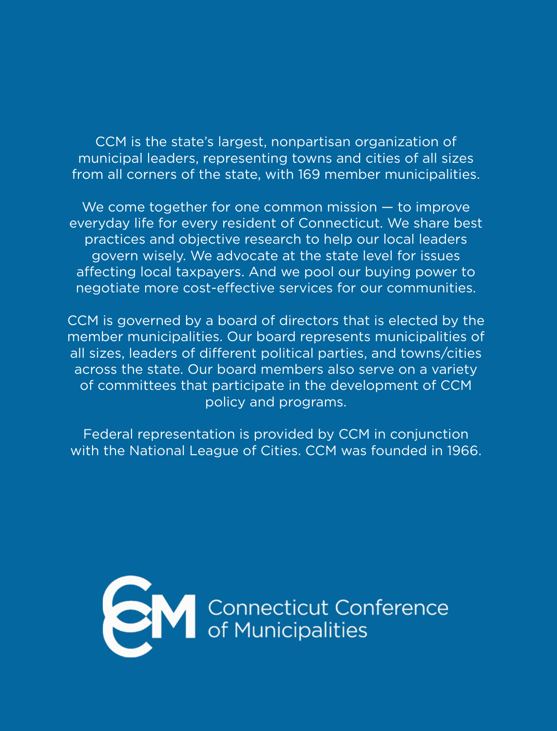CCM is the state's largest, nonpartisan organization of municipal leaders, representing towns and cities of all sizes from all corners of the state, with 169 member municipalities.

We come together for one common mission — to improve everyday life for every resident of Connecticut. We share best practices and objective research to help our local leaders govern wisely. We advocate at the state level for issues affecting local taxpayers. And we pool our buying power to negotiate more cost-effective services for our communities.

CCM is governed by a board of directors that is elected by the member municipalities. Our board represents municipalities of all sizes, leaders of different political parties, and towns/cities across the state. Our board members also serve on a variety of committees that participate in the development of CCM policy and programs.

Federal representation is provided by CCM in conjunction with the National League of Cities. CCM was founded in 1966.

CCM Connecticut Conference of Municipalities